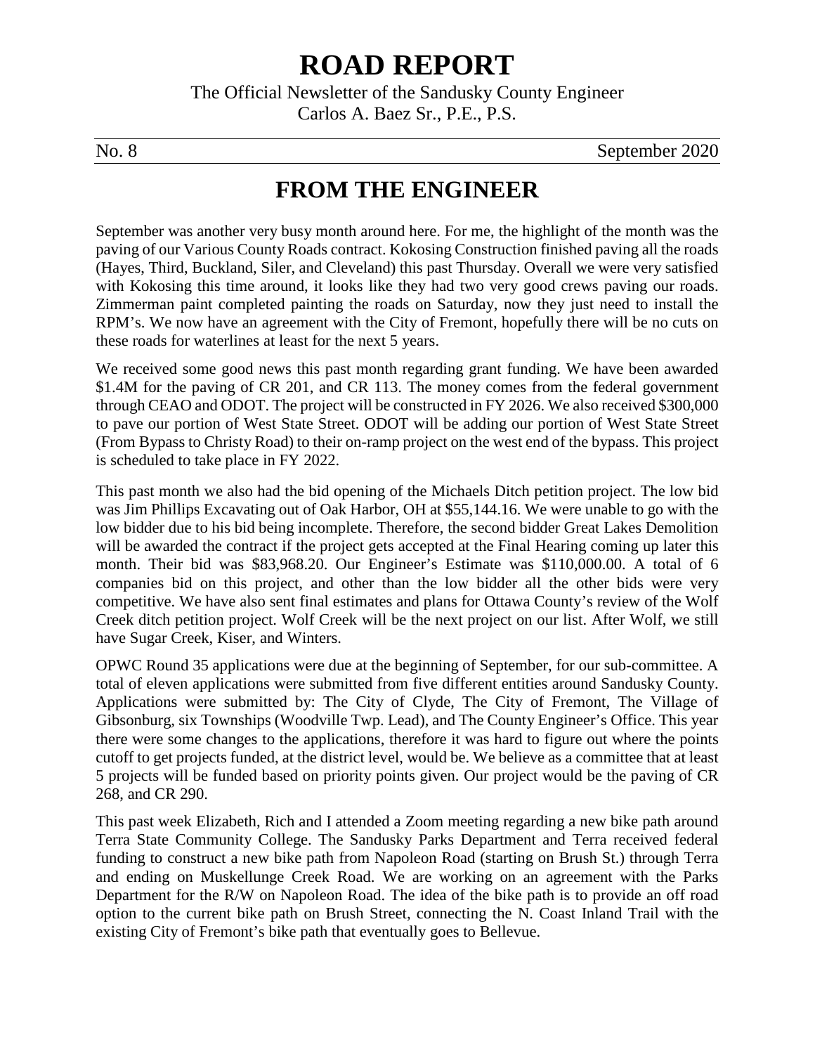# ROAD REPORT

The Official Newsletter of the Sandusky County Engineer

Carlos A. Baez Sr., P.E., P.S.

No. 8 September 2020

## FROM THE ENGINEER

September was another very busy month around here. For me, the highlight of the month was the paving of our Various County Roads contract. Kokosing Construction finished paving all the roads (Hayes, Third, Buckland, Siler, and Cleveland) this past Thursday. Overall we were very satisfied with Kokosing this time around, it looks like they had two very good crews paving our roads. Zimmerman paint completed painting the roads on Saturday, now they just need to install the RPM's. We now have an agreement with the City of Fremont, hopefully there will be no cuts on these roads for waterlines at least for the next 5 years.

We received some good news this past month regarding grant funding. We have been awarded \$1.4M for the paving of CR 201, and CR 113. The money comes from the federal government through CEAO and ODOT. The project will be constructed in FY 2026. We also received \$300,000 to pave our portion of West State Street. ODOT will be adding our portion of West State Street (From Bypass to Christy Road) to their on-ramp project on the west end of the bypass. This project is scheduled to take place in FY 2022.

This past month we also had the bid opening of the Michaels Ditch petition project. The low bid was Jim Phillips Excavating out of Oak Harbor, OH at \$55,144.16. We were unable to go with the low bidder due to his bid being incomplete. Therefore, the second bidder Great Lakes Demolition will be awarded the contract if the project gets accepted at the Final Hearing coming up later this month. Their bid was \$83,968.20. Our Engineer's Estimate was \$110,000.00. A total of 6 companies bid on this project, and other than the low bidder all the other bids were very competitive. We have also sent final estimates and plans for Ottawa County's review of the Wolf Creek ditch petition project. Wolf Creek will be the next project on our list. After Wolf, we still have Sugar Creek, Kiser, and Winters.

OPWC Round 35 applications were due at the beginning of September, for our sub-committee. A total of eleven applications were submitted from five different entities around Sandusky County. Applications were submitted by: The City of Clyde, The City of Fremont, The Village of Gibsonburg, six Townships (Woodville Twp. Lead), and The County Engineer's Office. This year there were some changes to the applications, therefore it was hard to figure out where the points cutoff to get projects funded, at the district level, would be. We believe as a committee that at least 5 projects will be funded based on priority points given. Our project would be the paving of CR 268, and CR 290.

This past week Elizabeth, Rich and I attended a Zoom meeting regarding a new bike path around Terra State Community College. The Sandusky Parks Department and Terra received federal funding to construct a new bike path from Napoleon Road (starting on Brush St.) through Terra and ending on Muskellunge Creek Road. We are working on an agreement with the Parks Department for the R/W on Napoleon Road. The idea of the bike path is to provide an off road option to the current bike path on Brush Street, connecting the N. Coast Inland Trail with the existing City of Fremont's bike path that eventually goes to Bellevue.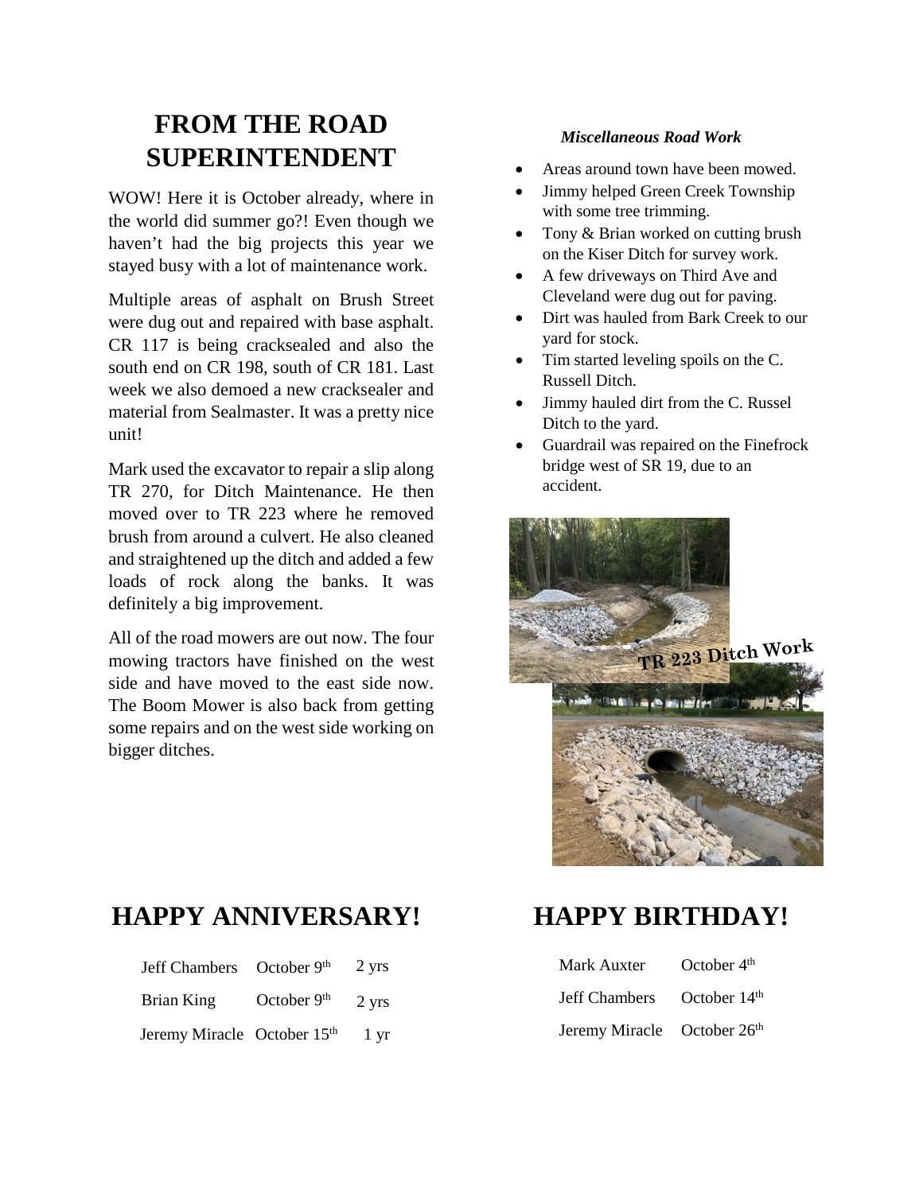# FROM THE ROAD SUPERINTENDENT

WOW! Here it is October already, where in the world did summer go?! Even though we haven't had the big projects this year we stayed busy with a lot of maintenance work.

Multiple areas of asphalt on Brush Street were dug out and repaired with base asphalt. CR 117 is being cracksealed and also the south end on CR 198, south of CR 181. Last week we also demoed a new cracksealer and material from Sealmaster. It was a pretty nice unit!

Mark used the excavator to repair a slip along TR 270, for Ditch Maintenance. He then moved over to TR 223 where he removed brush from around a culvert. He also cleaned and straightened up the ditch and added a few loads of rock along the banks. It was definitely a big improvement.

All of the road mowers are out now. The four mowing tractors have finished on the west side and have moved to the east side now. The Boom Mower is also back from getting some repairs and on the west side working on bigger ditches.

### *Miscellaneous Road Work*

- Areas around town have been mowed.
- Jimmy helped Green Creek Township with some tree trimming.
- Tony & Brian worked on cutting brush on the Kiser Ditch for survey work.
- A few driveways on Third Ave and Cleveland were dug out for paving.
- Dirt was hauled from Bark Creek to our yard for stock.
- Tim started leveling spoils on the C. Russell Ditch.
- Jimmy hauled dirt from the C. Russel Ditch to the yard.
- Guardrail was repaired on the Finefrock bridge west of SR 19, due to an accident.

TR 223 Ditch Work

# HAPPY ANNIVERSARY!

| | | |
|---|---|---|
| Jeff Chambers | October 9th | 2 yrs |
| Brian King | October 9th | 2 yrs |
| Jeremy Miracle | October 15th | 1 yr |

# HAPPY BIRTHDAY!

| | |
|---|---|
| Mark Auxter | October 4th |
| Jeff Chambers | October 14th |
| Jeremy Miracle | October 26th |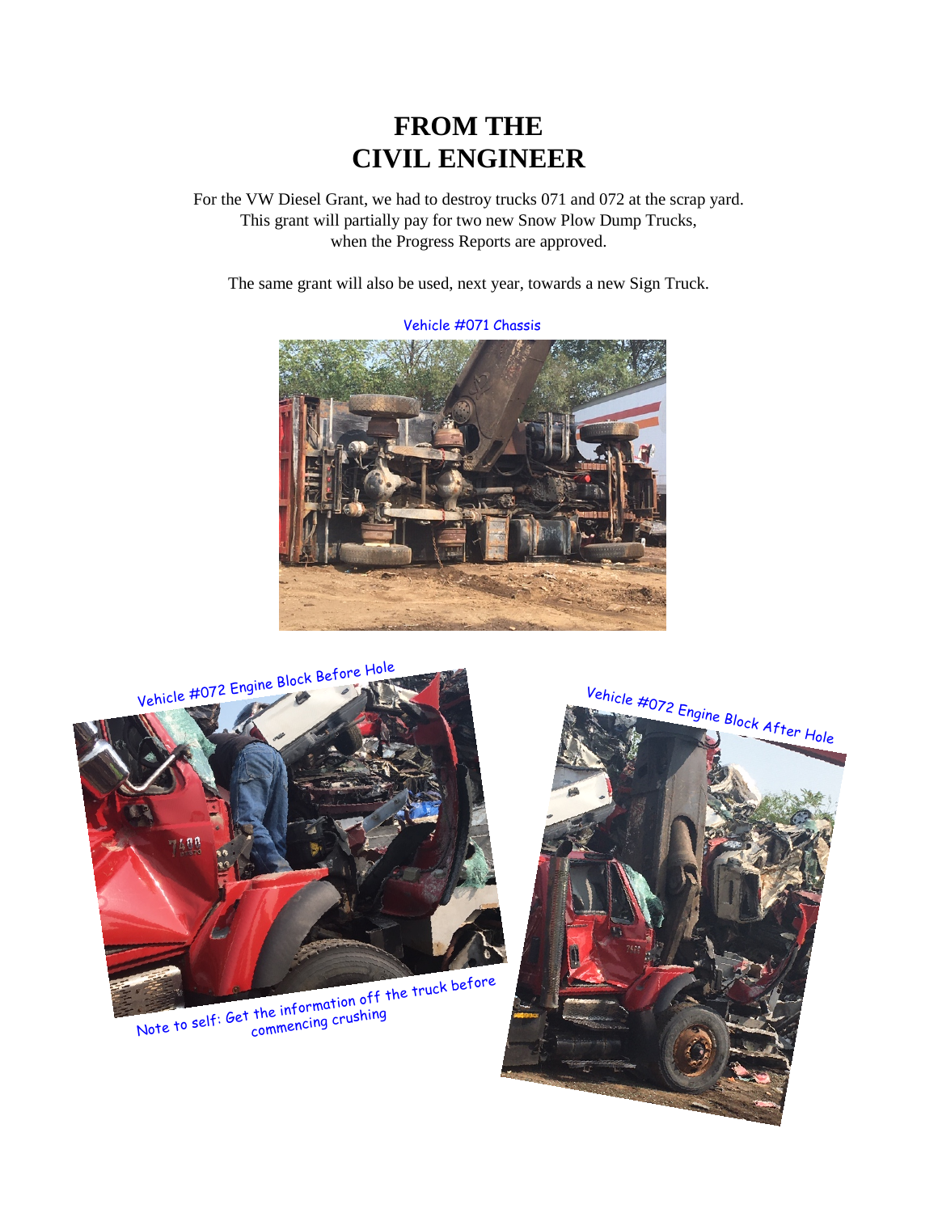# FROM THE
# CIVIL ENGINEER

For the VW Diesel Grant, we had to destroy trucks 071 and 072 at the scrap yard. This grant will partially pay for two new Snow Plow Dump Trucks, when the Progress Reports are approved.

The same grant will also be used, next year, towards a new Sign Truck.

Vehicle #071 Chassis

Vehicle #072 Engine Block Before Hole

Note to self: Get the information off the truck before commencing crushing

Vehicle #072 Engine Block After Hole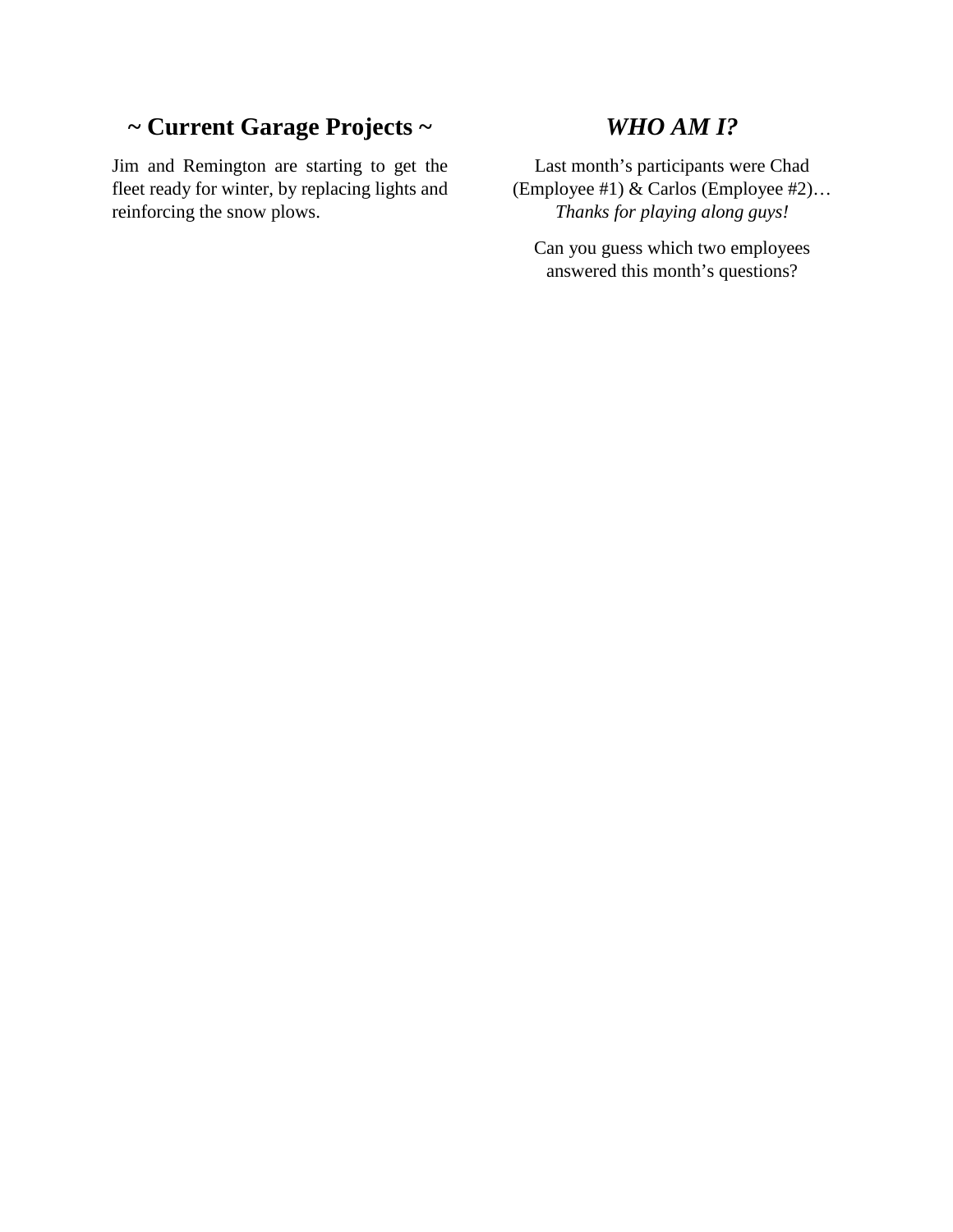## ~ Current Garage Projects ~

Jim and Remington are starting to get the fleet ready for winter, by replacing lights and reinforcing the snow plows.

## *WHO AM I?*

Last month's participants were Chad (Employee #1) & Carlos (Employee #2)… *Thanks for playing along guys!*

Can you guess which two employees answered this month's questions?